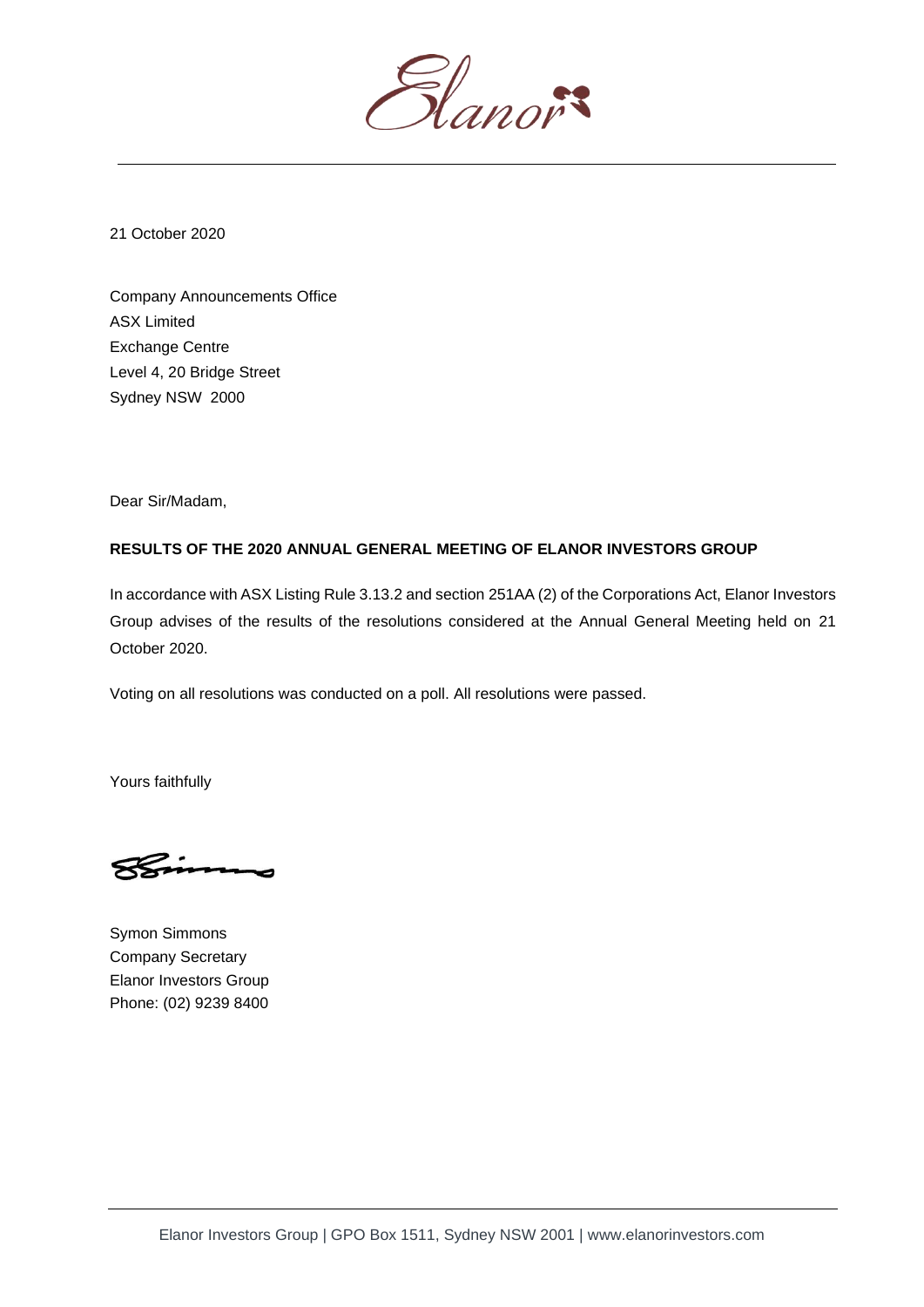Elanor

21 October 2020

Company Announcements Office
ASX Limited
Exchange Centre
Level 4, 20 Bridge Street
Sydney NSW 2000

Dear Sir/Madam,

**RESULTS OF THE 2020 ANNUAL GENERAL MEETING OF ELANOR INVESTORS GROUP**

In accordance with ASX Listing Rule 3.13.2 and section 251AA (2) of the Corporations Act, Elanor Investors Group advises of the results of the resolutions considered at the Annual General Meeting held on 21 October 2020.

Voting on all resolutions was conducted on a poll. All resolutions were passed.

Yours faithfully

Symon Simmons
Company Secretary
Elanor Investors Group
Phone: (02) 9239 8400

Elanor Investors Group | GPO Box 1511, Sydney NSW 2001 | www.elanorinvestors.com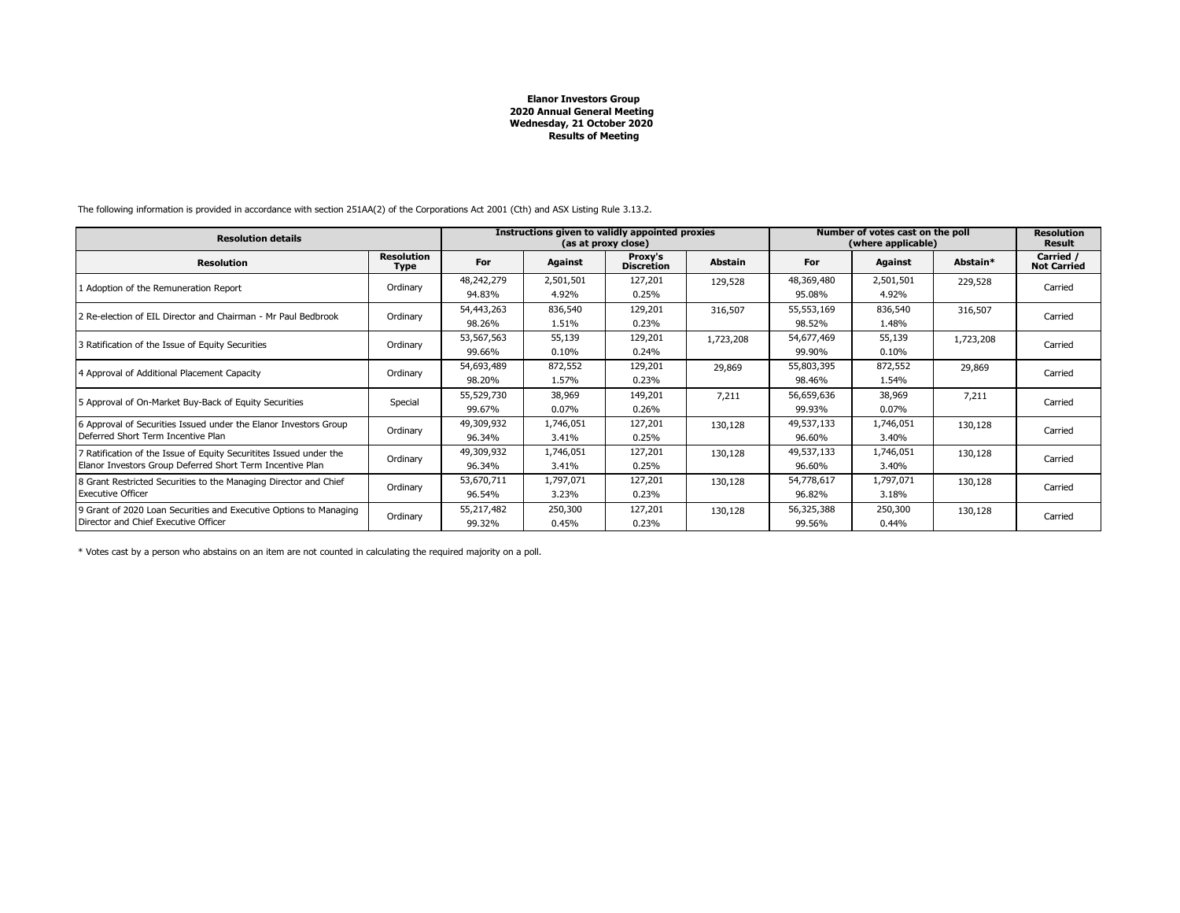**Elanor Investors Group**
**2020 Annual General Meeting**
**Wednesday, 21 October 2020**
**Results of Meeting**

The following information is provided in accordance with section 251AA(2) of the Corporations Act 2001 (Cth) and ASX Listing Rule 3.13.2.

| Resolution details | | Instructions given to validly appointed proxies (as at proxy close) | | | | Number of votes cast on the poll (where applicable) | | | Resolution Result |
|---|---|---|---|---|---|---|---|---|---|
| **Resolution** | **Resolution Type** | **For** | **Against** | **Proxy's Discretion** | **Abstain** | **For** | **Against** | **Abstain*** | **Carried / Not Carried** |
| 1 Adoption of the Remuneration Report | Ordinary | 48,242,279<br>94.83% | 2,501,501<br>4.92% | 127,201<br>0.25% | 129,528 | 48,369,480<br>95.08% | 2,501,501<br>4.92% | 229,528 | Carried |
| 2 Re-election of EIL Director and Chairman - Mr Paul Bedbrook | Ordinary | 54,443,263<br>98.26% | 836,540<br>1.51% | 129,201<br>0.23% | 316,507 | 55,553,169<br>98.52% | 836,540<br>1.48% | 316,507 | Carried |
| 3 Ratification of the Issue of Equity Securities | Ordinary | 53,567,563<br>99.66% | 55,139<br>0.10% | 129,201<br>0.24% | 1,723,208 | 54,677,469<br>99.90% | 55,139<br>0.10% | 1,723,208 | Carried |
| 4 Approval of Additional Placement Capacity | Ordinary | 54,693,489<br>98.20% | 872,552<br>1.57% | 129,201<br>0.23% | 29,869 | 55,803,395<br>98.46% | 872,552<br>1.54% | 29,869 | Carried |
| 5 Approval of On-Market Buy-Back of Equity Securities | Special | 55,529,730<br>99.67% | 38,969<br>0.07% | 149,201<br>0.26% | 7,211 | 56,659,636<br>99.93% | 38,969<br>0.07% | 7,211 | Carried |
| 6 Approval of Securities Issued under the Elanor Investors Group Deferred Short Term Incentive Plan | Ordinary | 49,309,932<br>96.34% | 1,746,051<br>3.41% | 127,201<br>0.25% | 130,128 | 49,537,133<br>96.60% | 1,746,051<br>3.40% | 130,128 | Carried |
| 7 Ratification of the Issue of Equity Securitites Issued under the Elanor Investors Group Deferred Short Term Incentive Plan | Ordinary | 49,309,932<br>96.34% | 1,746,051<br>3.41% | 127,201<br>0.25% | 130,128 | 49,537,133<br>96.60% | 1,746,051<br>3.40% | 130,128 | Carried |
| 8 Grant Restricted Securities to the Managing Director and Chief Executive Officer | Ordinary | 53,670,711<br>96.54% | 1,797,071<br>3.23% | 127,201<br>0.23% | 130,128 | 54,778,617<br>96.82% | 1,797,071<br>3.18% | 130,128 | Carried |
| 9 Grant of 2020 Loan Securities and Executive Options to Managing Director and Chief Executive Officer | Ordinary | 55,217,482<br>99.32% | 250,300<br>0.45% | 127,201<br>0.23% | 130,128 | 56,325,388<br>99.56% | 250,300<br>0.44% | 130,128 | Carried |

* Votes cast by a person who abstains on an item are not counted in calculating the required majority on a poll.